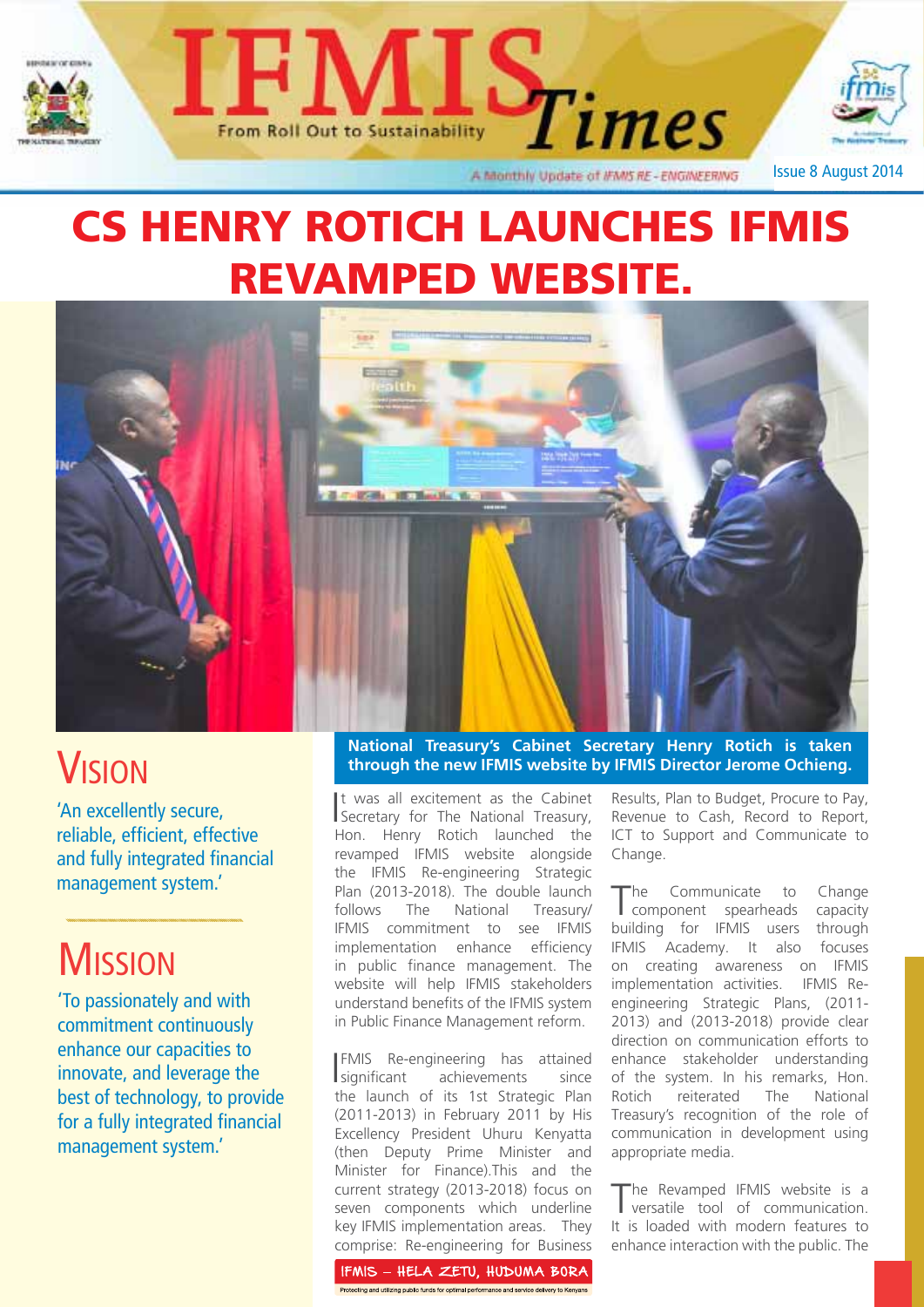# IFMIS Times

From Roll Out to Sustainability

A Monthly Update of IFMIS RE-ENGINEERING

Issue 8 August 2014

# CS HENRY ROTICH LAUNCHES IFMIS REVAMPED WEBSITE.

**National Treasury's Cabinet Secretary Henry Rotich is taken through the new IFMIS website by IFMIS Director Jerome Ochieng.**

## Vision

'An excellently secure, reliable, efficient, effective and fully integrated financial management system.'

## Mission

'To passionately and with commitment continuously enhance our capacities to innovate, and leverage the best of technology, to provide for a fully integrated financial management system.'

It was all excitement as the Cabinet Secretary for The National Treasury, Hon. Henry Rotich launched the revamped IFMIS website alongside the IFMIS Re-engineering Strategic Plan (2013-2018). The double launch follows The National Treasury/ IFMIS commitment to see IFMIS implementation enhance efficiency in public finance management. The website will help IFMIS stakeholders understand benefits of the IFMIS system in Public Finance Management reform.

IFMIS Re-engineering has attained significant achievements since the launch of its 1st Strategic Plan (2011-2013) in February 2011 by His Excellency President Uhuru Kenyatta (then Deputy Prime Minister and Minister for Finance).This and the current strategy (2013-2018) focus on seven components which underline key IFMIS implementation areas. They comprise: Re-engineering for Business Results, Plan to Budget, Procure to Pay, Revenue to Cash, Record to Report, ICT to Support and Communicate to Change.

The Communicate to Change component spearheads capacity building for IFMIS users through IFMIS Academy. It also focuses on creating awareness on IFMIS implementation activities. IFMIS Re-engineering Strategic Plans, (2011-2013) and (2013-2018) provide clear direction on communication efforts to enhance stakeholder understanding of the system. In his remarks, Hon. Rotich reiterated The National Treasury's recognition of the role of communication in development using appropriate media.

The Revamped IFMIS website is a versatile tool of communication. It is loaded with modern features to enhance interaction with the public. The

IFMIS – HELA ZETU, HUDUMA BORA

Protecting and utilizing public funds for optimal performance and service delivery to Kenyans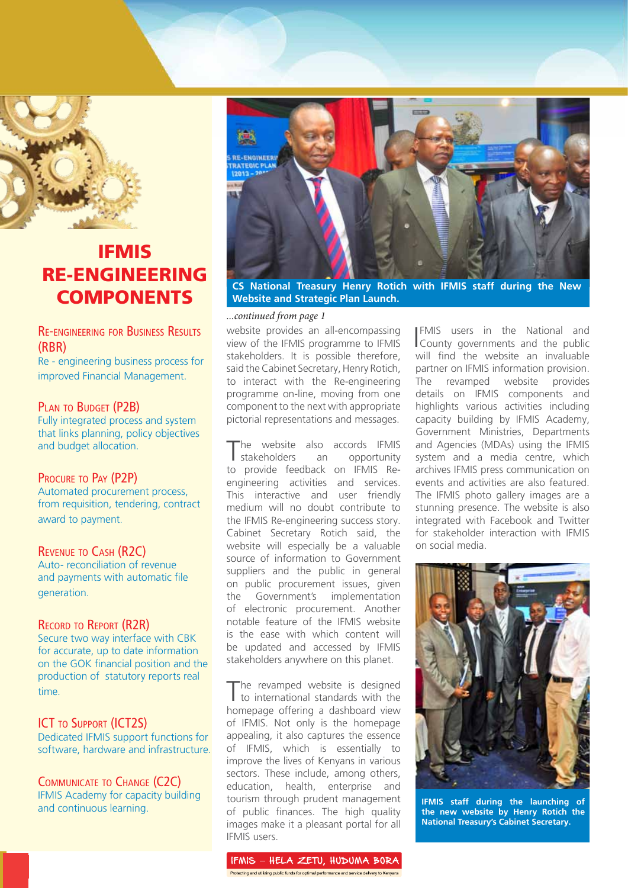# IFMIS RE-ENGINEERING COMPONENTS

**Re-engineering for Business Results (RBR)**
Re - engineering business process for improved Financial Management.

**Plan to Budget (P2B)**
Fully integrated process and system that links planning, policy objectives and budget allocation.

**Procure to Pay (P2P)**
Automated procurement process, from requisition, tendering, contract award to payment.

**Revenue to Cash (R2C)**
Auto- reconciliation of revenue and payments with automatic file generation.

**Record to Report (R2R)**
Secure two way interface with CBK for accurate, up to date information on the GOK financial position and the production of statutory reports real time.

**ICT to Support (ICT2S)**
Dedicated IFMIS support functions for software, hardware and infrastructure.

**Communicate to Change (C2C)**
IFMIS Academy for capacity building and continuous learning.

**CS National Treasury Henry Rotich with IFMIS staff during the New Website and Strategic Plan Launch.**

*...continued from page 1*

website provides an all-encompassing view of the IFMIS programme to IFMIS stakeholders. It is possible therefore, said the Cabinet Secretary, Henry Rotich, to interact with the Re-engineering programme on-line, moving from one component to the next with appropriate pictorial representations and messages.

The website also accords IFMIS stakeholders an opportunity to provide feedback on IFMIS Re-engineering activities and services. This interactive and user friendly medium will no doubt contribute to the IFMIS Re-engineering success story. Cabinet Secretary Rotich said, the website will especially be a valuable source of information to Government suppliers and the public in general on public procurement issues, given the Government's implementation of electronic procurement. Another notable feature of the IFMIS website is the ease with which content will be updated and accessed by IFMIS stakeholders anywhere on this planet.

The revamped website is designed to international standards with the homepage offering a dashboard view of IFMIS. Not only is the homepage appealing, it also captures the essence of IFMIS, which is essentially to improve the lives of Kenyans in various sectors. These include, among others, education, health, enterprise and tourism through prudent management of public finances. The high quality images make it a pleasant portal for all IFMIS users.

IFMIS users in the National and County governments and the public will find the website an invaluable partner on IFMIS information provision. The revamped website provides details on IFMIS components and highlights various activities including capacity building by IFMIS Academy, Government Ministries, Departments and Agencies (MDAs) using the IFMIS system and a media centre, which archives IFMIS press communication on events and activities are also featured. The IFMIS photo gallery images are a stunning presence. The website is also integrated with Facebook and Twitter for stakeholder interaction with IFMIS on social media.

**IFMIS staff during the launching of the new website by Henry Rotich the National Treasury's Cabinet Secretary.**

IFMIS – HELA ZETU, HUDUMA BORA
Protecting and utilizing public funds for optimal performance and service delivery to Kenyans